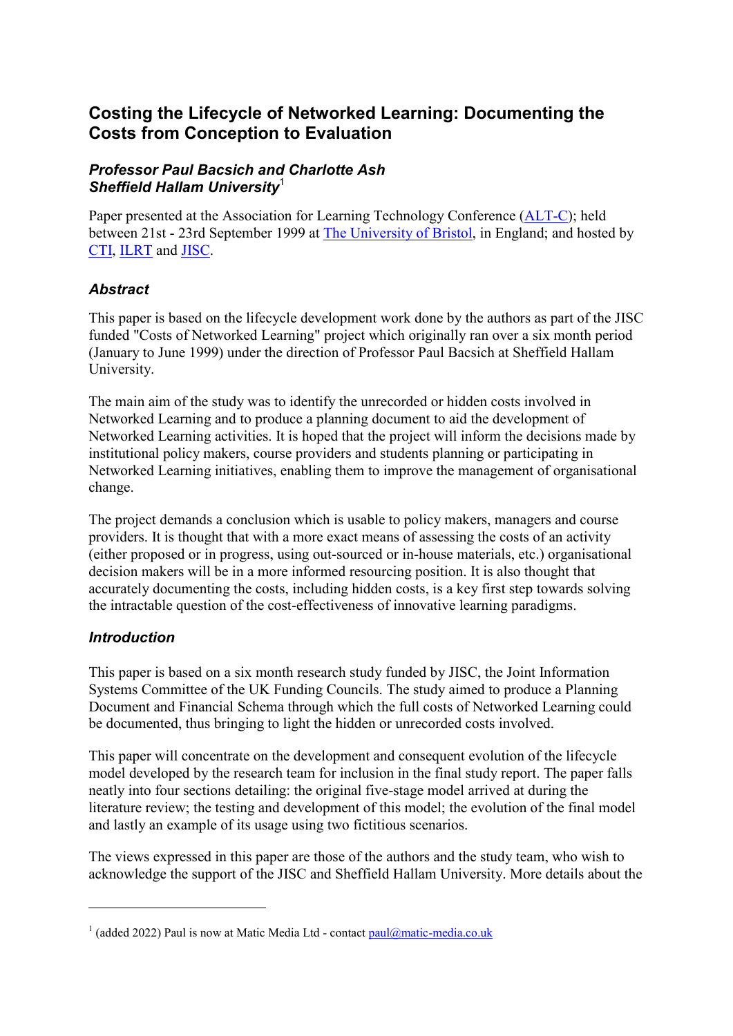# Costing the Lifecycle of Networked Learning: Documenting the Costs from Conception to Evaluation

### *Professor Paul Bacsich and Charlotte Ash*
### *Sheffield Hallam University*[1]

Paper presented at the Association for Learning Technology Conference (ALT-C); held between 21st - 23rd September 1999 at The University of Bristol, in England; and hosted by CTI, ILRT and JISC.

## *Abstract*

This paper is based on the lifecycle development work done by the authors as part of the JISC funded "Costs of Networked Learning" project which originally ran over a six month period (January to June 1999) under the direction of Professor Paul Bacsich at Sheffield Hallam University.

The main aim of the study was to identify the unrecorded or hidden costs involved in Networked Learning and to produce a planning document to aid the development of Networked Learning activities. It is hoped that the project will inform the decisions made by institutional policy makers, course providers and students planning or participating in Networked Learning initiatives, enabling them to improve the management of organisational change.

The project demands a conclusion which is usable to policy makers, managers and course providers. It is thought that with a more exact means of assessing the costs of an activity (either proposed or in progress, using out-sourced or in-house materials, etc.) organisational decision makers will be in a more informed resourcing position. It is also thought that accurately documenting the costs, including hidden costs, is a key first step towards solving the intractable question of the cost-effectiveness of innovative learning paradigms.

## *Introduction*

This paper is based on a six month research study funded by JISC, the Joint Information Systems Committee of the UK Funding Councils. The study aimed to produce a Planning Document and Financial Schema through which the full costs of Networked Learning could be documented, thus bringing to light the hidden or unrecorded costs involved.

This paper will concentrate on the development and consequent evolution of the lifecycle model developed by the research team for inclusion in the final study report. The paper falls neatly into four sections detailing: the original five-stage model arrived at during the literature review; the testing and development of this model; the evolution of the final model and lastly an example of its usage using two fictitious scenarios.

The views expressed in this paper are those of the authors and the study team, who wish to acknowledge the support of the JISC and Sheffield Hallam University. More details about the

---

[1] (added 2022) Paul is now at Matic Media Ltd - contact paul@matic-media.co.uk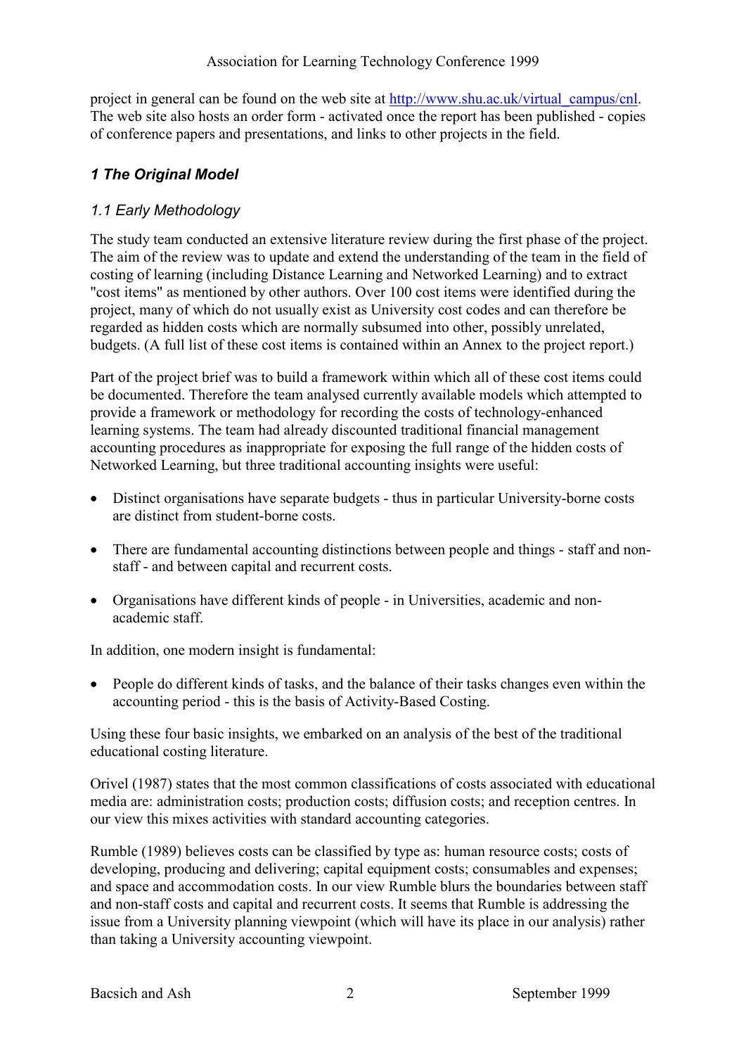project in general can be found on the web site at [http://www.shu.ac.uk/virtual_campus/cnl](http://www.shu.ac.uk/virtual_campus/cnl). The web site also hosts an order form - activated once the report has been published - copies of conference papers and presentations, and links to other projects in the field.

## *1 The Original Model*

### *1.1 Early Methodology*

The study team conducted an extensive literature review during the first phase of the project. The aim of the review was to update and extend the understanding of the team in the field of costing of learning (including Distance Learning and Networked Learning) and to extract "cost items" as mentioned by other authors. Over 100 cost items were identified during the project, many of which do not usually exist as University cost codes and can therefore be regarded as hidden costs which are normally subsumed into other, possibly unrelated, budgets. (A full list of these cost items is contained within an Annex to the project report.)

Part of the project brief was to build a framework within which all of these cost items could be documented. Therefore the team analysed currently available models which attempted to provide a framework or methodology for recording the costs of technology-enhanced learning systems. The team had already discounted traditional financial management accounting procedures as inappropriate for exposing the full range of the hidden costs of Networked Learning, but three traditional accounting insights were useful:

- Distinct organisations have separate budgets - thus in particular University-borne costs are distinct from student-borne costs.
- There are fundamental accounting distinctions between people and things - staff and non-staff - and between capital and recurrent costs.
- Organisations have different kinds of people - in Universities, academic and non-academic staff.

In addition, one modern insight is fundamental:

- People do different kinds of tasks, and the balance of their tasks changes even within the accounting period - this is the basis of Activity-Based Costing.

Using these four basic insights, we embarked on an analysis of the best of the traditional educational costing literature.

Orivel (1987) states that the most common classifications of costs associated with educational media are: administration costs; production costs; diffusion costs; and reception centres. In our view this mixes activities with standard accounting categories.

Rumble (1989) believes costs can be classified by type as: human resource costs; costs of developing, producing and delivering; capital equipment costs; consumables and expenses; and space and accommodation costs. In our view Rumble blurs the boundaries between staff and non-staff costs and capital and recurrent costs. It seems that Rumble is addressing the issue from a University planning viewpoint (which will have its place in our analysis) rather than taking a University accounting viewpoint.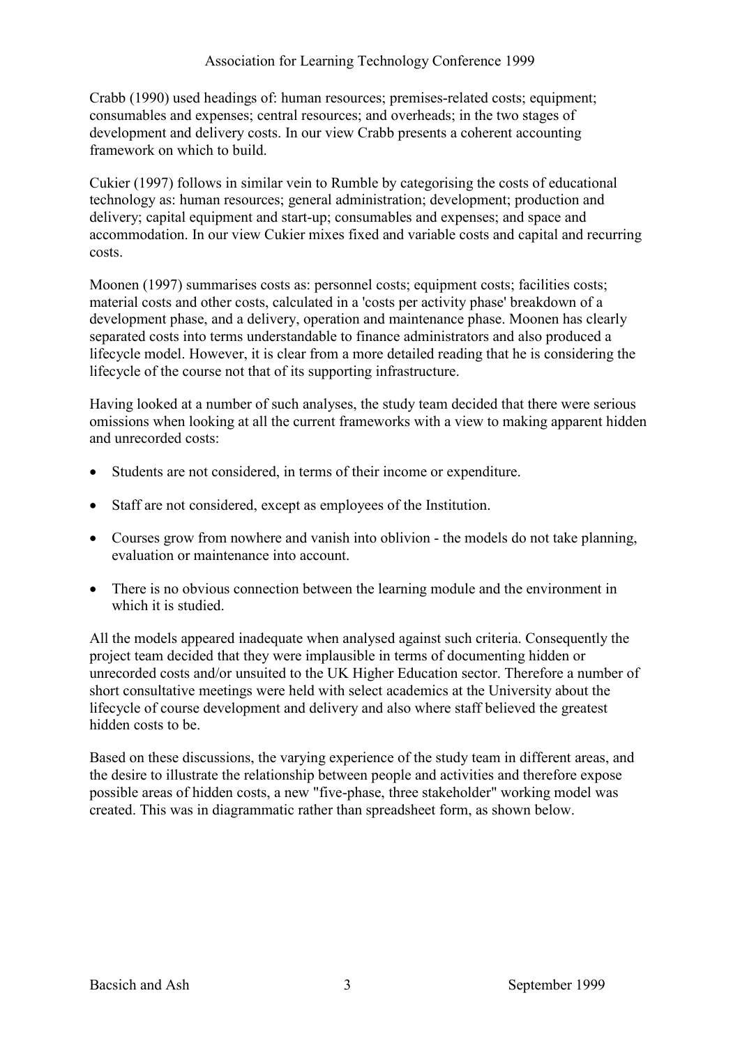Crabb (1990) used headings of: human resources; premises-related costs; equipment; consumables and expenses; central resources; and overheads; in the two stages of development and delivery costs. In our view Crabb presents a coherent accounting framework on which to build.

Cukier (1997) follows in similar vein to Rumble by categorising the costs of educational technology as: human resources; general administration; development; production and delivery; capital equipment and start-up; consumables and expenses; and space and accommodation. In our view Cukier mixes fixed and variable costs and capital and recurring costs.

Moonen (1997) summarises costs as: personnel costs; equipment costs; facilities costs; material costs and other costs, calculated in a 'costs per activity phase' breakdown of a development phase, and a delivery, operation and maintenance phase. Moonen has clearly separated costs into terms understandable to finance administrators and also produced a lifecycle model. However, it is clear from a more detailed reading that he is considering the lifecycle of the course not that of its supporting infrastructure.

Having looked at a number of such analyses, the study team decided that there were serious omissions when looking at all the current frameworks with a view to making apparent hidden and unrecorded costs:

- Students are not considered, in terms of their income or expenditure.
- Staff are not considered, except as employees of the Institution.
- Courses grow from nowhere and vanish into oblivion - the models do not take planning, evaluation or maintenance into account.
- There is no obvious connection between the learning module and the environment in which it is studied.

All the models appeared inadequate when analysed against such criteria. Consequently the project team decided that they were implausible in terms of documenting hidden or unrecorded costs and/or unsuited to the UK Higher Education sector. Therefore a number of short consultative meetings were held with select academics at the University about the lifecycle of course development and delivery and also where staff believed the greatest hidden costs to be.

Based on these discussions, the varying experience of the study team in different areas, and the desire to illustrate the relationship between people and activities and therefore expose possible areas of hidden costs, a new "five-phase, three stakeholder" working model was created. This was in diagrammatic rather than spreadsheet form, as shown below.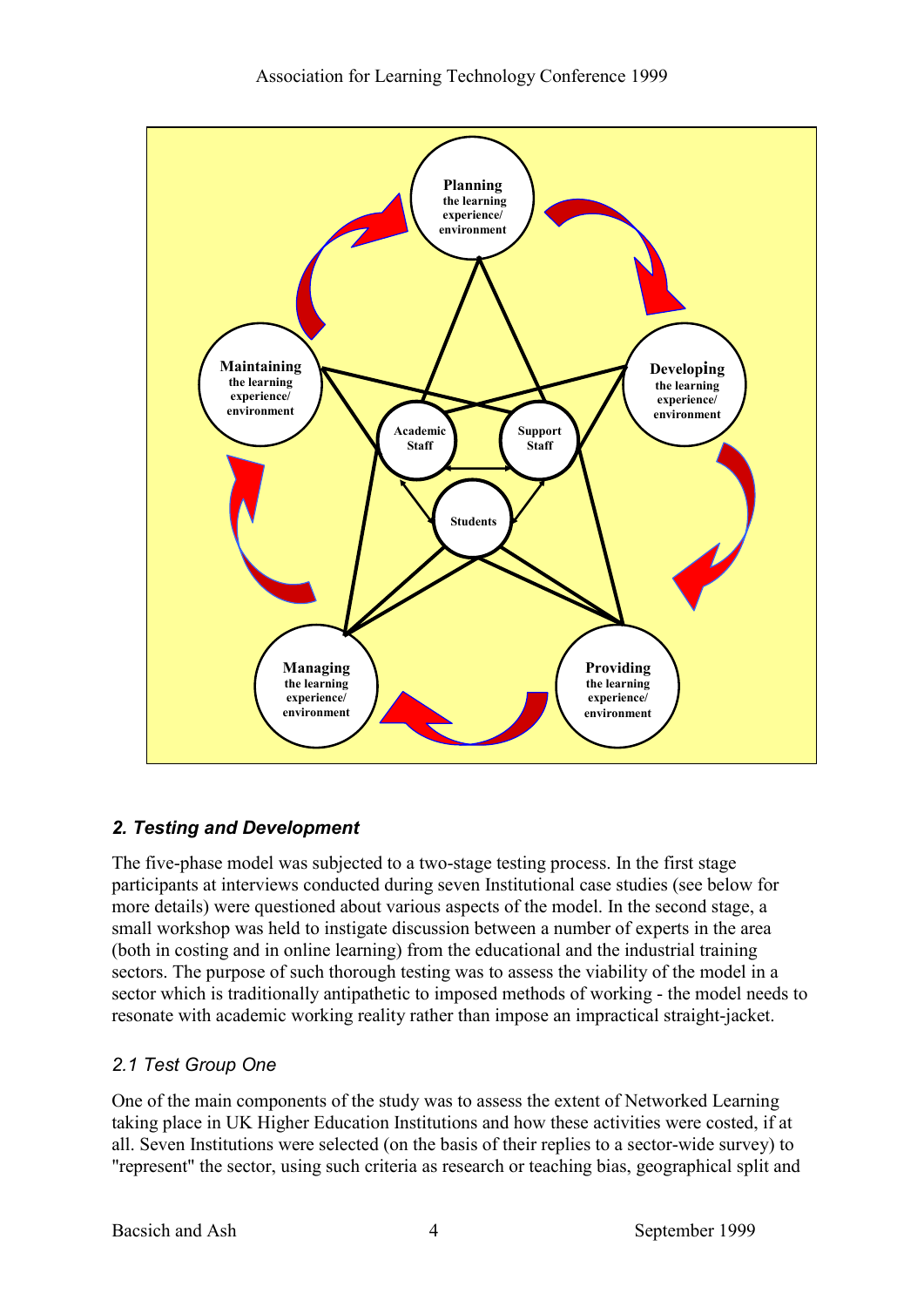## 2. Testing and Development

The five-phase model was subjected to a two-stage testing process. In the first stage participants at interviews conducted during seven Institutional case studies (see below for more details) were questioned about various aspects of the model. In the second stage, a small workshop was held to instigate discussion between a number of experts in the area (both in costing and in online learning) from the educational and the industrial training sectors. The purpose of such thorough testing was to assess the viability of the model in a sector which is traditionally antipathetic to imposed methods of working - the model needs to resonate with academic working reality rather than impose an impractical straight-jacket.

### 2.1 Test Group One

One of the main components of the study was to assess the extent of Networked Learning taking place in UK Higher Education Institutions and how these activities were costed, if at all. Seven Institutions were selected (on the basis of their replies to a sector-wide survey) to "represent" the sector, using such criteria as research or teaching bias, geographical split and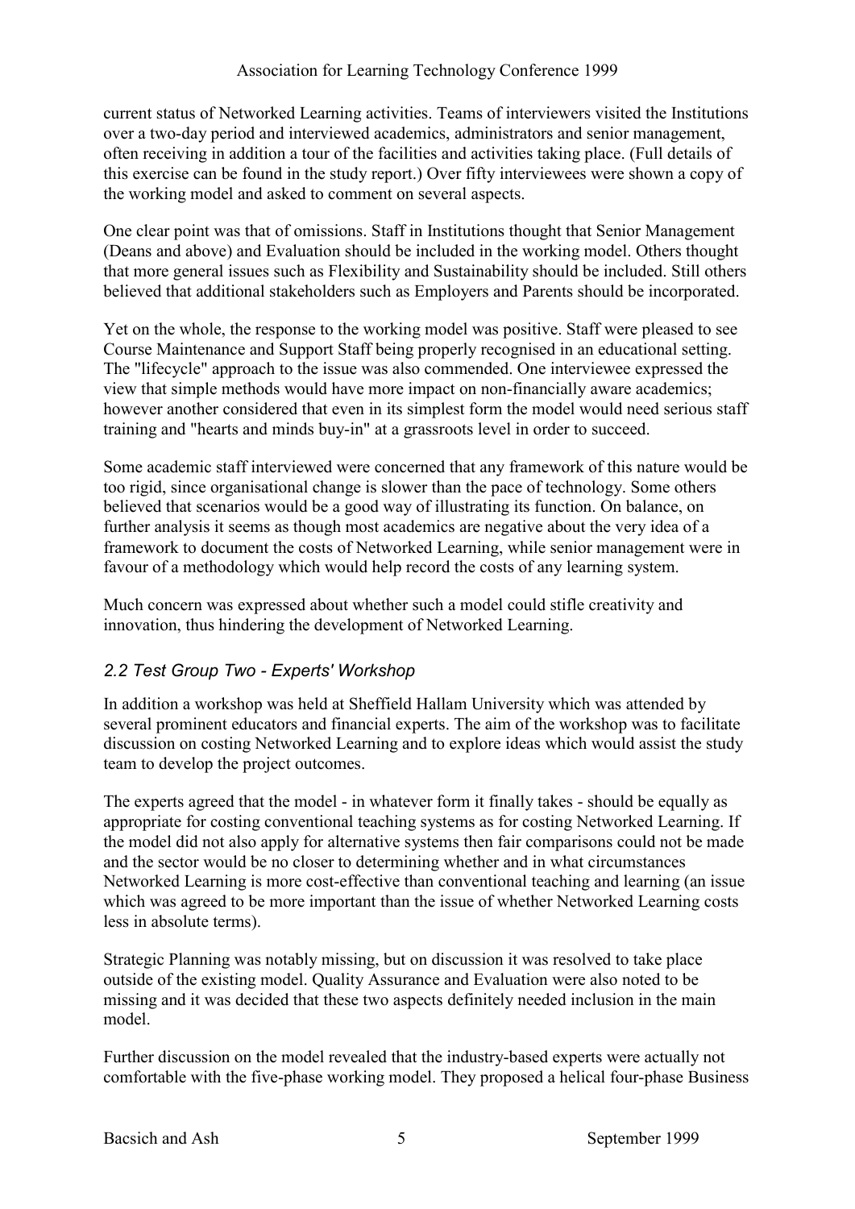current status of Networked Learning activities. Teams of interviewers visited the Institutions over a two-day period and interviewed academics, administrators and senior management, often receiving in addition a tour of the facilities and activities taking place. (Full details of this exercise can be found in the study report.) Over fifty interviewees were shown a copy of the working model and asked to comment on several aspects.

One clear point was that of omissions. Staff in Institutions thought that Senior Management (Deans and above) and Evaluation should be included in the working model. Others thought that more general issues such as Flexibility and Sustainability should be included. Still others believed that additional stakeholders such as Employers and Parents should be incorporated.

Yet on the whole, the response to the working model was positive. Staff were pleased to see Course Maintenance and Support Staff being properly recognised in an educational setting. The "lifecycle" approach to the issue was also commended. One interviewee expressed the view that simple methods would have more impact on non-financially aware academics; however another considered that even in its simplest form the model would need serious staff training and "hearts and minds buy-in" at a grassroots level in order to succeed.

Some academic staff interviewed were concerned that any framework of this nature would be too rigid, since organisational change is slower than the pace of technology. Some others believed that scenarios would be a good way of illustrating its function. On balance, on further analysis it seems as though most academics are negative about the very idea of a framework to document the costs of Networked Learning, while senior management were in favour of a methodology which would help record the costs of any learning system.

Much concern was expressed about whether such a model could stifle creativity and innovation, thus hindering the development of Networked Learning.

### *2.2 Test Group Two - Experts' Workshop*

In addition a workshop was held at Sheffield Hallam University which was attended by several prominent educators and financial experts. The aim of the workshop was to facilitate discussion on costing Networked Learning and to explore ideas which would assist the study team to develop the project outcomes.

The experts agreed that the model - in whatever form it finally takes - should be equally as appropriate for costing conventional teaching systems as for costing Networked Learning. If the model did not also apply for alternative systems then fair comparisons could not be made and the sector would be no closer to determining whether and in what circumstances Networked Learning is more cost-effective than conventional teaching and learning (an issue which was agreed to be more important than the issue of whether Networked Learning costs less in absolute terms).

Strategic Planning was notably missing, but on discussion it was resolved to take place outside of the existing model. Quality Assurance and Evaluation were also noted to be missing and it was decided that these two aspects definitely needed inclusion in the main model.

Further discussion on the model revealed that the industry-based experts were actually not comfortable with the five-phase working model. They proposed a helical four-phase Business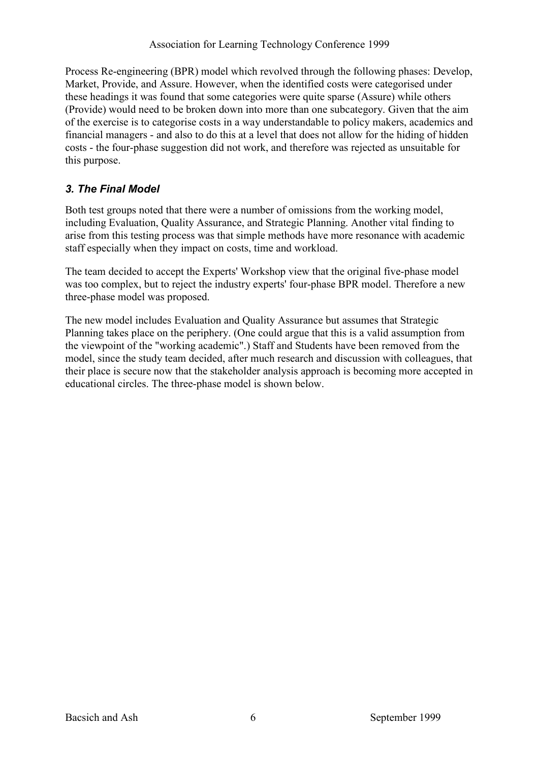Process Re-engineering (BPR) model which revolved through the following phases: Develop, Market, Provide, and Assure. However, when the identified costs were categorised under these headings it was found that some categories were quite sparse (Assure) while others (Provide) would need to be broken down into more than one subcategory. Given that the aim of the exercise is to categorise costs in a way understandable to policy makers, academics and financial managers - and also to do this at a level that does not allow for the hiding of hidden costs - the four-phase suggestion did not work, and therefore was rejected as unsuitable for this purpose.

### *3. The Final Model*

Both test groups noted that there were a number of omissions from the working model, including Evaluation, Quality Assurance, and Strategic Planning. Another vital finding to arise from this testing process was that simple methods have more resonance with academic staff especially when they impact on costs, time and workload.

The team decided to accept the Experts' Workshop view that the original five-phase model was too complex, but to reject the industry experts' four-phase BPR model. Therefore a new three-phase model was proposed.

The new model includes Evaluation and Quality Assurance but assumes that Strategic Planning takes place on the periphery. (One could argue that this is a valid assumption from the viewpoint of the "working academic".) Staff and Students have been removed from the model, since the study team decided, after much research and discussion with colleagues, that their place is secure now that the stakeholder analysis approach is becoming more accepted in educational circles. The three-phase model is shown below.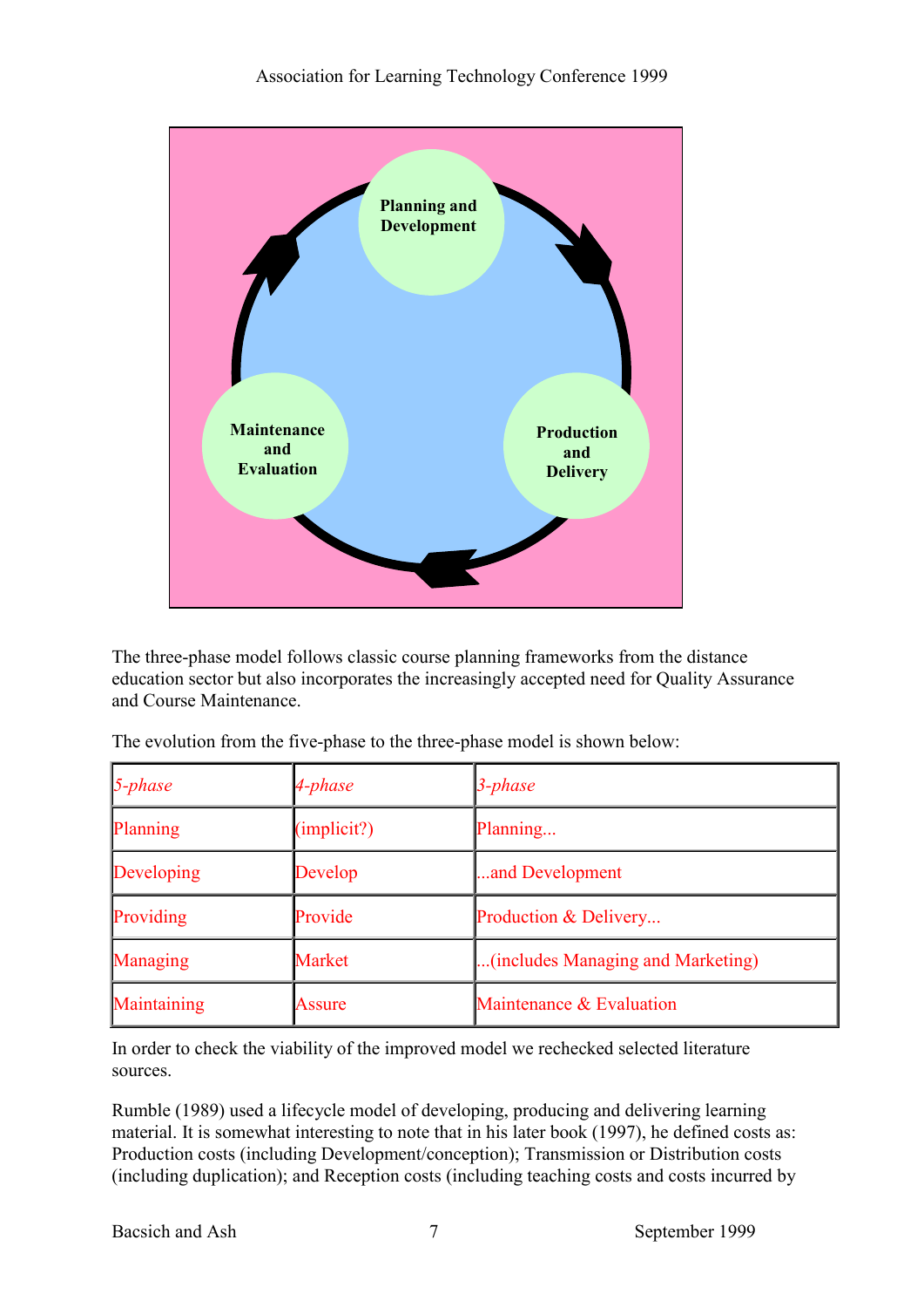Planning and Development

Production and Delivery

Maintenance and Evaluation

The three-phase model follows classic course planning frameworks from the distance education sector but also incorporates the increasingly accepted need for Quality Assurance and Course Maintenance.

The evolution from the five-phase to the three-phase model is shown below:

| *5-phase* | *4-phase* | *3-phase* |
|---|---|---|
| Planning | (implicit?) | Planning... |
| Developing | Develop | ...and Development |
| Providing | Provide | Production & Delivery... |
| Managing | Market | ...(includes Managing and Marketing) |
| Maintaining | Assure | Maintenance & Evaluation |

In order to check the viability of the improved model we rechecked selected literature sources.

Rumble (1989) used a lifecycle model of developing, producing and delivering learning material. It is somewhat interesting to note that in his later book (1997), he defined costs as: Production costs (including Development/conception); Transmission or Distribution costs (including duplication); and Reception costs (including teaching costs and costs incurred by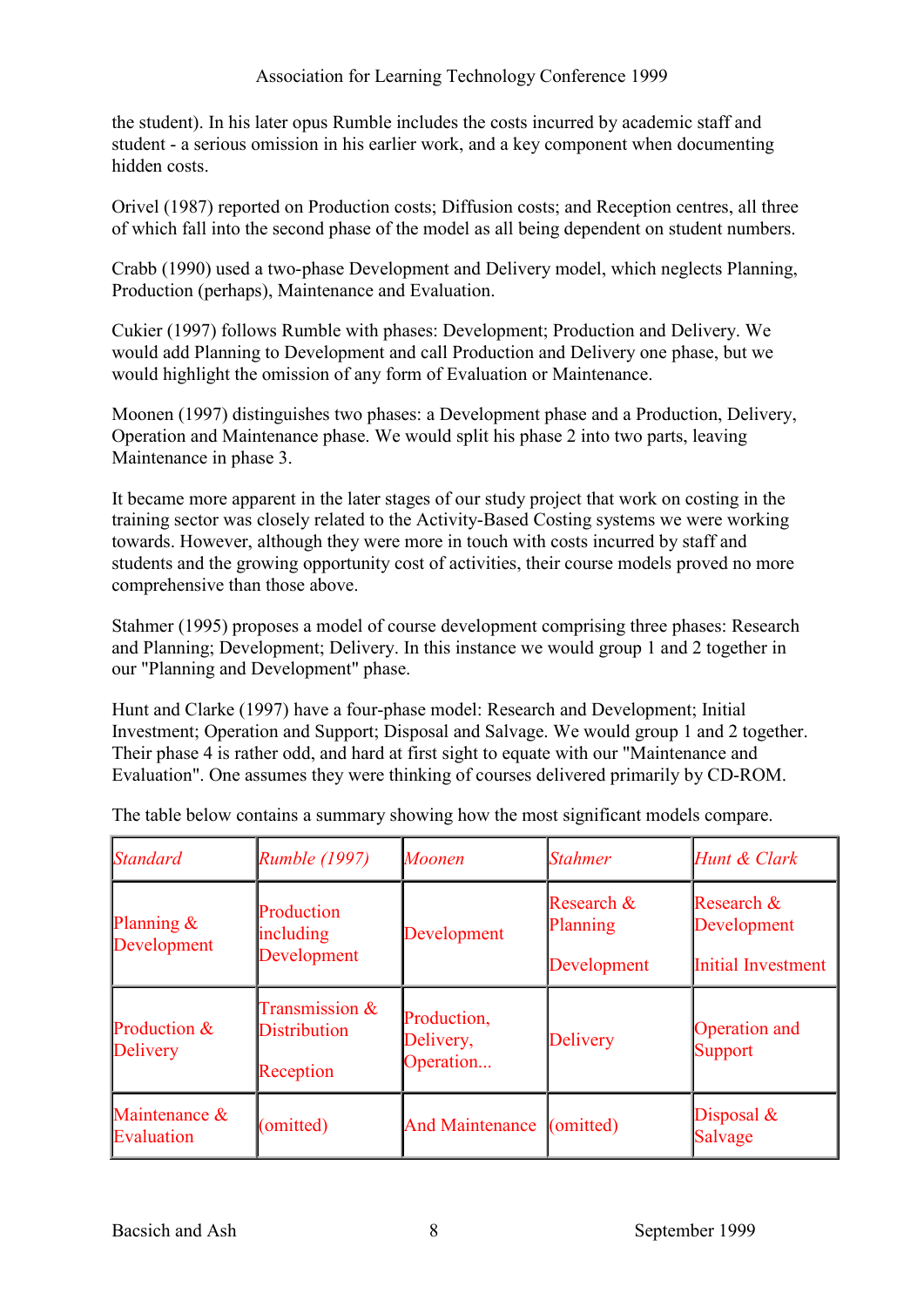the student). In his later opus Rumble includes the costs incurred by academic staff and student - a serious omission in his earlier work, and a key component when documenting hidden costs.

Orivel (1987) reported on Production costs; Diffusion costs; and Reception centres, all three of which fall into the second phase of the model as all being dependent on student numbers.

Crabb (1990) used a two-phase Development and Delivery model, which neglects Planning, Production (perhaps), Maintenance and Evaluation.

Cukier (1997) follows Rumble with phases: Development; Production and Delivery. We would add Planning to Development and call Production and Delivery one phase, but we would highlight the omission of any form of Evaluation or Maintenance.

Moonen (1997) distinguishes two phases: a Development phase and a Production, Delivery, Operation and Maintenance phase. We would split his phase 2 into two parts, leaving Maintenance in phase 3.

It became more apparent in the later stages of our study project that work on costing in the training sector was closely related to the Activity-Based Costing systems we were working towards. However, although they were more in touch with costs incurred by staff and students and the growing opportunity cost of activities, their course models proved no more comprehensive than those above.

Stahmer (1995) proposes a model of course development comprising three phases: Research and Planning; Development; Delivery. In this instance we would group 1 and 2 together in our "Planning and Development" phase.

Hunt and Clarke (1997) have a four-phase model: Research and Development; Initial Investment; Operation and Support; Disposal and Salvage. We would group 1 and 2 together. Their phase 4 is rather odd, and hard at first sight to equate with our "Maintenance and Evaluation". One assumes they were thinking of courses delivered primarily by CD-ROM.

The table below contains a summary showing how the most significant models compare.

| *Standard* | *Rumble (1997)* | *Moonen* | *Stahmer* | *Hunt & Clark* |
|---|---|---|---|---|
| Planning & Development | Production including Development | Development | Research & Planning<br><br>Development | Research & Development<br><br>Initial Investment |
| Production & Delivery | Transmission & Distribution<br><br>Reception | Production, Delivery, Operation... | Delivery | Operation and Support |
| Maintenance & Evaluation | (omitted) | And Maintenance | (omitted) | Disposal & Salvage |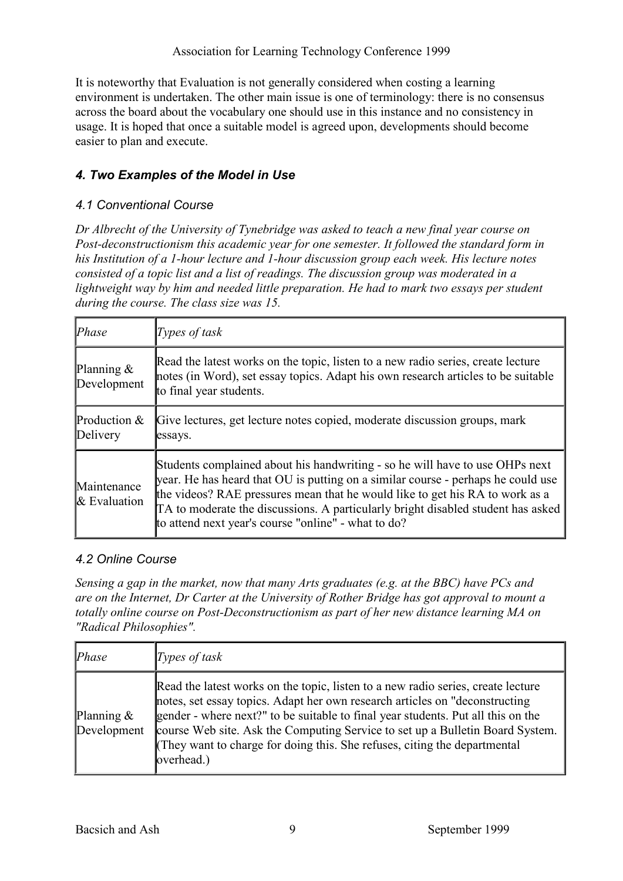It is noteworthy that Evaluation is not generally considered when costing a learning environment is undertaken. The other main issue is one of terminology: there is no consensus across the board about the vocabulary one should use in this instance and no consistency in usage. It is hoped that once a suitable model is agreed upon, developments should become easier to plan and execute.

## *4. Two Examples of the Model in Use*

### *4.1 Conventional Course*

*Dr Albrecht of the University of Tynebridge was asked to teach a new final year course on Post-deconstructionism this academic year for one semester. It followed the standard form in his Institution of a 1-hour lecture and 1-hour discussion group each week. His lecture notes consisted of a topic list and a list of readings. The discussion group was moderated in a lightweight way by him and needed little preparation. He had to mark two essays per student during the course. The class size was 15.*

| *Phase* | *Types of task* |
|---|---|
| Planning & Development | Read the latest works on the topic, listen to a new radio series, create lecture notes (in Word), set essay topics. Adapt his own research articles to be suitable to final year students. |
| Production & Delivery | Give lectures, get lecture notes copied, moderate discussion groups, mark essays. |
| Maintenance & Evaluation | Students complained about his handwriting - so he will have to use OHPs next year. He has heard that OU is putting on a similar course - perhaps he could use the videos? RAE pressures mean that he would like to get his RA to work as a TA to moderate the discussions. A particularly bright disabled student has asked to attend next year's course "online" - what to do? |

### *4.2 Online Course*

*Sensing a gap in the market, now that many Arts graduates (e.g. at the BBC) have PCs and are on the Internet, Dr Carter at the University of Rother Bridge has got approval to mount a totally online course on Post-Deconstructionism as part of her new distance learning MA on "Radical Philosophies".*

| *Phase* | *Types of task* |
|---|---|
| Planning & Development | Read the latest works on the topic, listen to a new radio series, create lecture notes, set essay topics. Adapt her own research articles on "deconstructing gender - where next?" to be suitable to final year students. Put all this on the course Web site. Ask the Computing Service to set up a Bulletin Board System. (They want to charge for doing this. She refuses, citing the departmental overhead.) |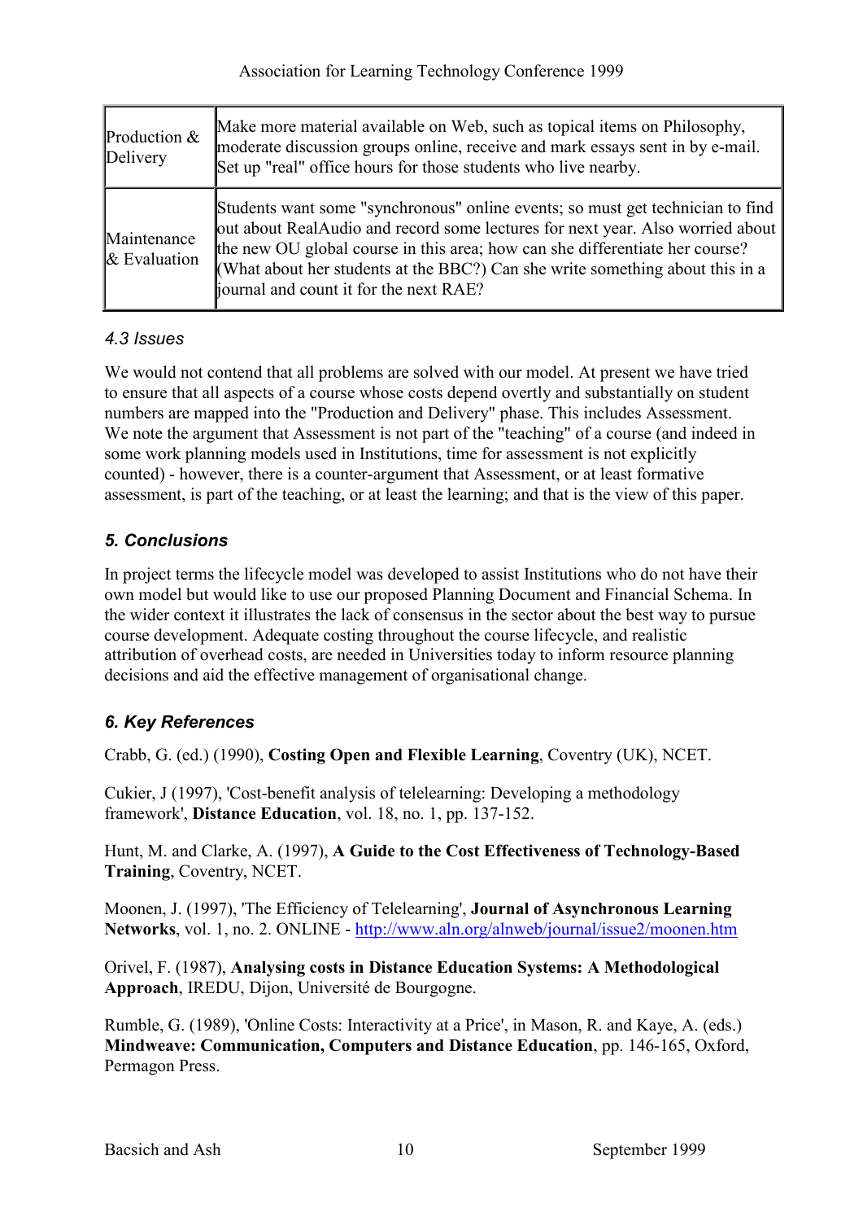| Production & Delivery | Make more material available on Web, such as topical items on Philosophy, moderate discussion groups online, receive and mark essays sent in by e-mail. Set up "real" office hours for those students who live nearby. |
|---|---|
| Maintenance & Evaluation | Students want some "synchronous" online events; so must get technician to find out about RealAudio and record some lectures for next year. Also worried about the new OU global course in this area; how can she differentiate her course? (What about her students at the BBC?) Can she write something about this in a journal and count it for the next RAE? |

### *4.3 Issues*

We would not contend that all problems are solved with our model. At present we have tried to ensure that all aspects of a course whose costs depend overtly and substantially on student numbers are mapped into the "Production and Delivery" phase. This includes Assessment. We note the argument that Assessment is not part of the "teaching" of a course (and indeed in some work planning models used in Institutions, time for assessment is not explicitly counted) - however, there is a counter-argument that Assessment, or at least formative assessment, is part of the teaching, or at least the learning; and that is the view of this paper.

## *5. Conclusions*

In project terms the lifecycle model was developed to assist Institutions who do not have their own model but would like to use our proposed Planning Document and Financial Schema. In the wider context it illustrates the lack of consensus in the sector about the best way to pursue course development. Adequate costing throughout the course lifecycle, and realistic attribution of overhead costs, are needed in Universities today to inform resource planning decisions and aid the effective management of organisational change.

## *6. Key References*

Crabb, G. (ed.) (1990), **Costing Open and Flexible Learning**, Coventry (UK), NCET.

Cukier, J (1997), 'Cost-benefit analysis of telelearning: Developing a methodology framework', **Distance Education**, vol. 18, no. 1, pp. 137-152.

Hunt, M. and Clarke, A. (1997), **A Guide to the Cost Effectiveness of Technology-Based Training**, Coventry, NCET.

Moonen, J. (1997), 'The Efficiency of Telelearning', **Journal of Asynchronous Learning Networks**, vol. 1, no. 2. ONLINE - http://www.aln.org/alnweb/journal/issue2/moonen.htm

Orivel, F. (1987), **Analysing costs in Distance Education Systems: A Methodological Approach**, IREDU, Dijon, Université de Bourgogne.

Rumble, G. (1989), 'Online Costs: Interactivity at a Price', in Mason, R. and Kaye, A. (eds.) **Mindweave: Communication, Computers and Distance Education**, pp. 146-165, Oxford, Permagon Press.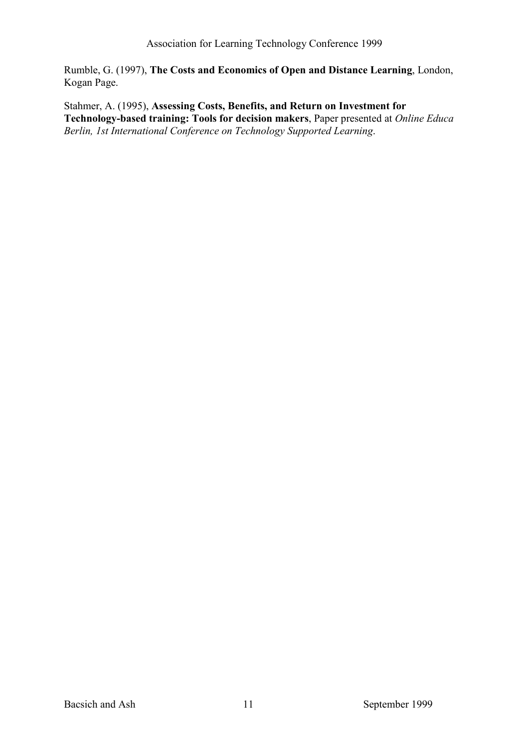Rumble, G. (1997), **The Costs and Economics of Open and Distance Learning**, London, Kogan Page.

Stahmer, A. (1995), **Assessing Costs, Benefits, and Return on Investment for Technology-based training: Tools for decision makers**, Paper presented at *Online Educa Berlin, 1st International Conference on Technology Supported Learning*.